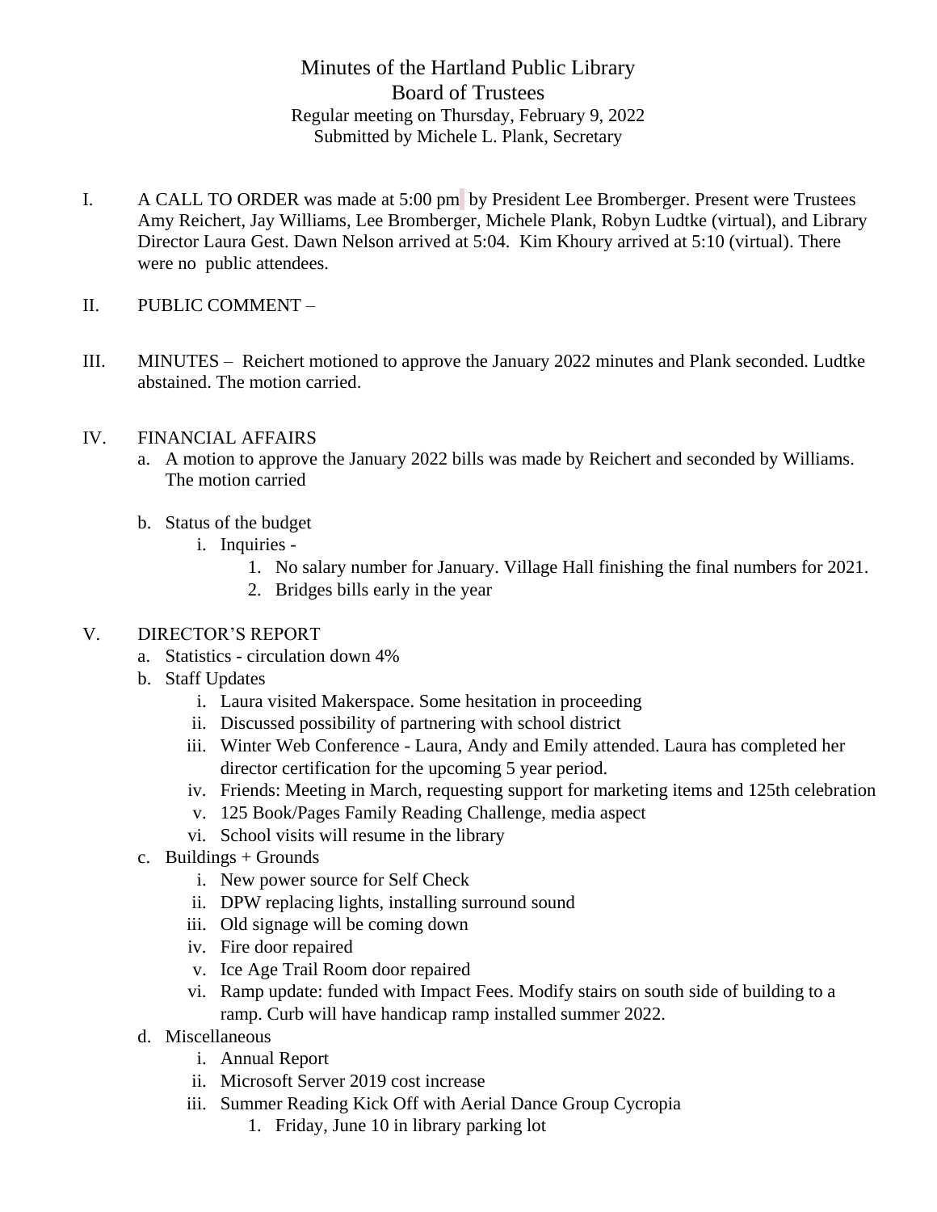# Minutes of the Hartland Public Library
## Board of Trustees

Regular meeting on Thursday, February 9, 2022
Submitted by Michele L. Plank, Secretary

I. A CALL TO ORDER was made at 5:00 pm by President Lee Bromberger. Present were Trustees Amy Reichert, Jay Williams, Lee Bromberger, Michele Plank, Robyn Ludtke (virtual), and Library Director Laura Gest. Dawn Nelson arrived at 5:04. Kim Khoury arrived at 5:10 (virtual). There were no public attendees.

II. PUBLIC COMMENT –

III. MINUTES – Reichert motioned to approve the January 2022 minutes and Plank seconded. Ludtke abstained. The motion carried.

IV. FINANCIAL AFFAIRS
   a. A motion to approve the January 2022 bills was made by Reichert and seconded by Williams. The motion carried

   b. Status of the budget
      i. Inquiries -
         1. No salary number for January. Village Hall finishing the final numbers for 2021.
         2. Bridges bills early in the year

V. DIRECTOR'S REPORT
   a. Statistics - circulation down 4%
   b. Staff Updates
      i. Laura visited Makerspace. Some hesitation in proceeding
      ii. Discussed possibility of partnering with school district
      iii. Winter Web Conference - Laura, Andy and Emily attended. Laura has completed her director certification for the upcoming 5 year period.
      iv. Friends: Meeting in March, requesting support for marketing items and 125th celebration
      v. 125 Book/Pages Family Reading Challenge, media aspect
      vi. School visits will resume in the library
   c. Buildings + Grounds
      i. New power source for Self Check
      ii. DPW replacing lights, installing surround sound
      iii. Old signage will be coming down
      iv. Fire door repaired
      v. Ice Age Trail Room door repaired
      vi. Ramp update: funded with Impact Fees. Modify stairs on south side of building to a ramp. Curb will have handicap ramp installed summer 2022.
   d. Miscellaneous
      i. Annual Report
      ii. Microsoft Server 2019 cost increase
      iii. Summer Reading Kick Off with Aerial Dance Group Cycropia
         1. Friday, June 10 in library parking lot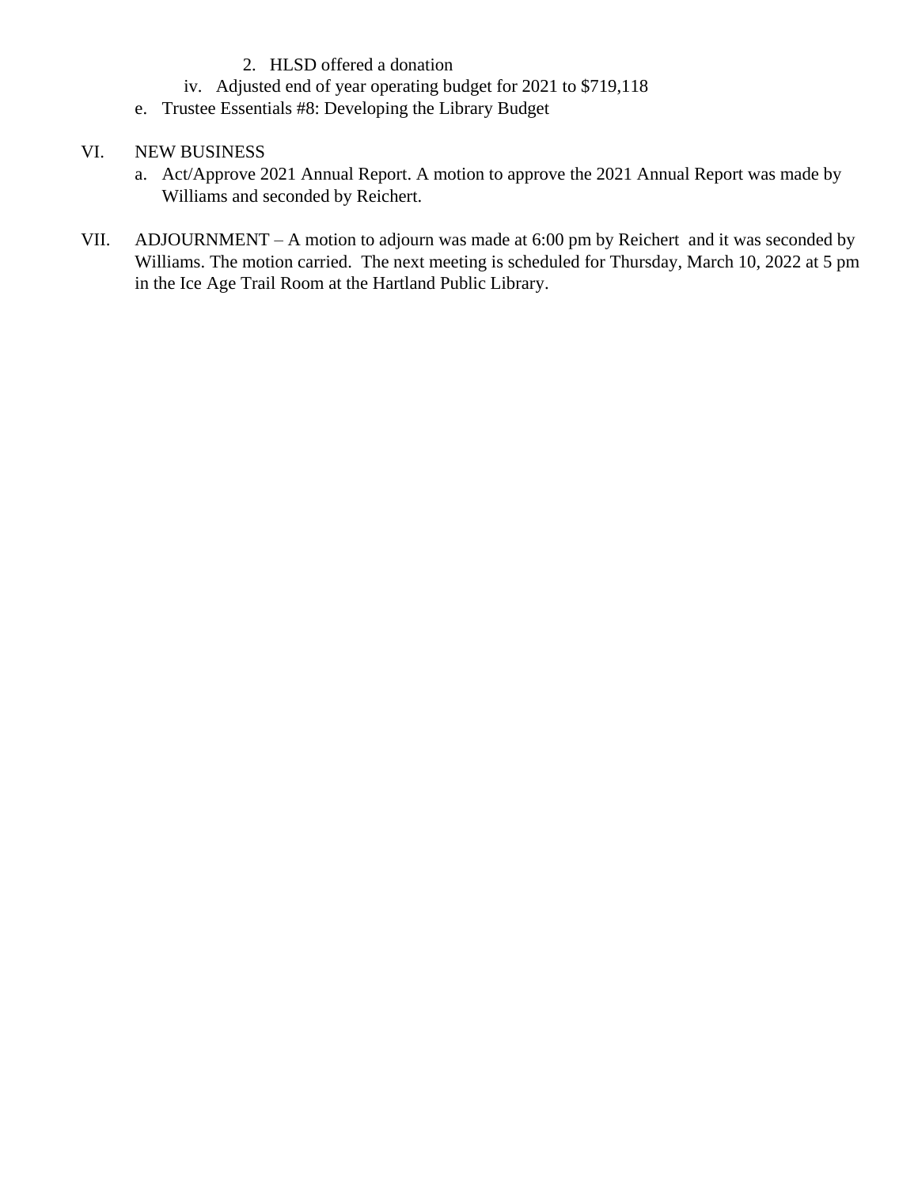2. HLSD offered a donation

iv. Adjusted end of year operating budget for 2021 to $719,118

e. Trustee Essentials #8: Developing the Library Budget

VI. NEW BUSINESS

a. Act/Approve 2021 Annual Report. A motion to approve the 2021 Annual Report was made by Williams and seconded by Reichert.

VII. ADJOURNMENT – A motion to adjourn was made at 6:00 pm by Reichert and it was seconded by Williams. The motion carried. The next meeting is scheduled for Thursday, March 10, 2022 at 5 pm in the Ice Age Trail Room at the Hartland Public Library.